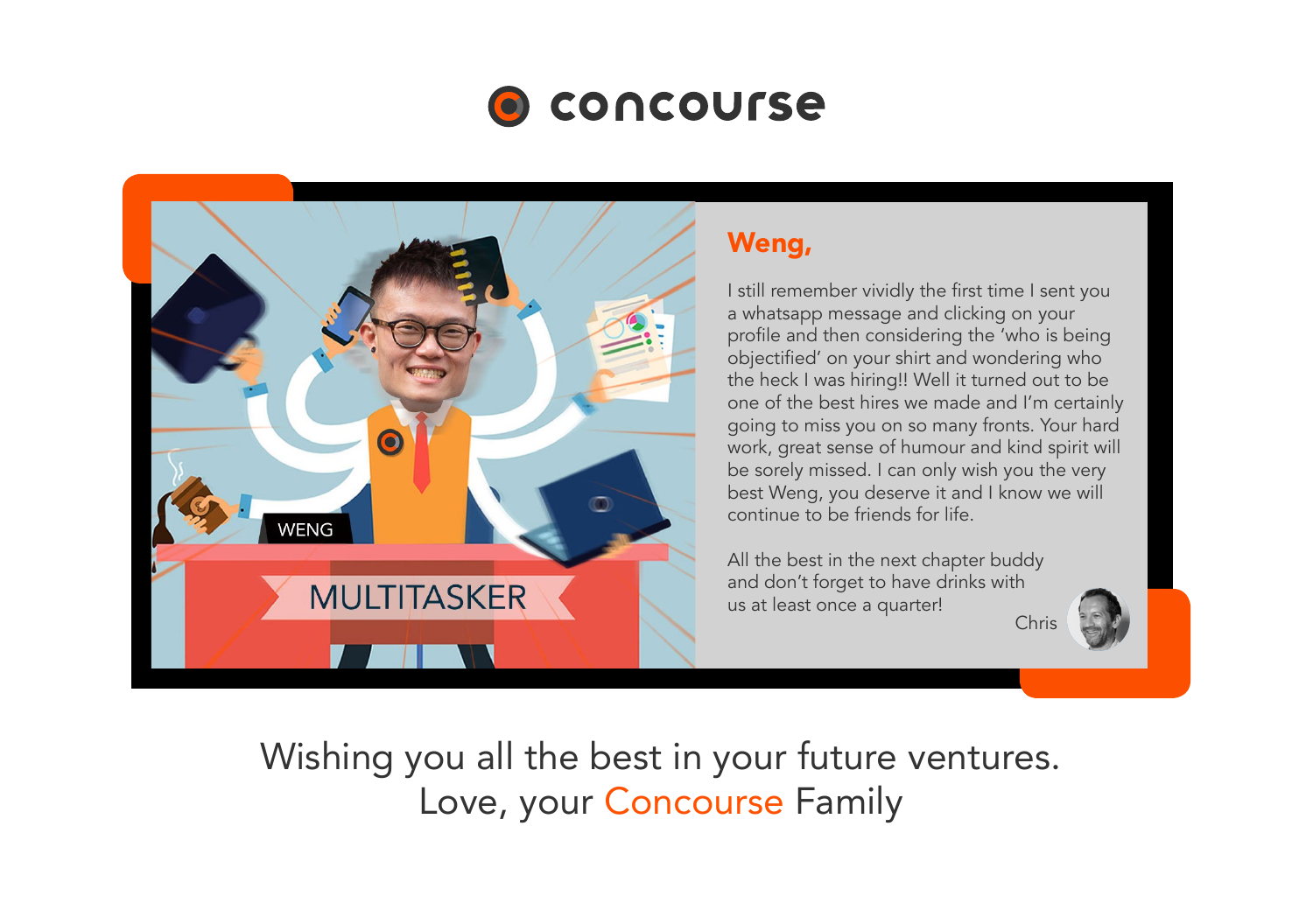# concourse

WENG

MULTITASKER

**Weng,**

I still remember vividly the first time I sent you a whatsapp message and clicking on your profile and then considering the 'who is being objectified' on your shirt and wondering who the heck I was hiring!! Well it turned out to be one of the best hires we made and I'm certainly going to miss you on so many fronts. Your hard work, great sense of humour and kind spirit will be sorely missed. I can only wish you the very best Weng, you deserve it and I know we will continue to be friends for life.

All the best in the next chapter buddy and don't forget to have drinks with us at least once a quarter!

Chris

Wishing you all the best in your future ventures.
Love, your Concourse Family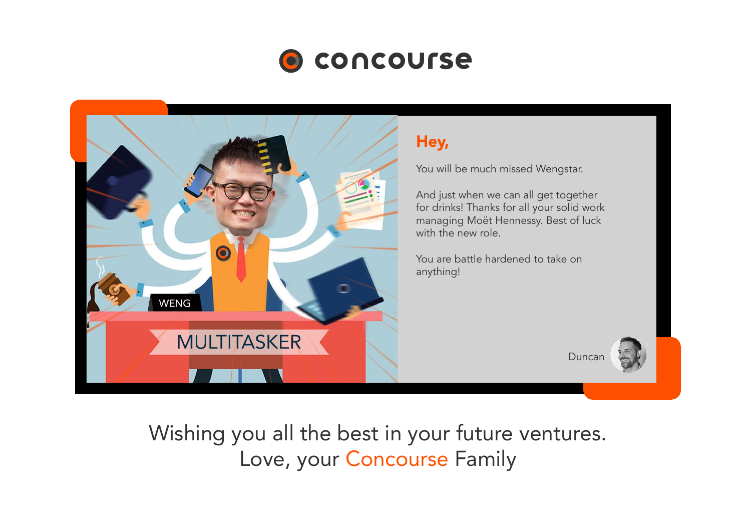# concourse

**Hey,**

You will be much missed Wengstar.

And just when we can all get together for drinks! Thanks for all your solid work managing Moët Hennessy. Best of luck with the new role.

You are battle hardened to take on anything!

Duncan

WENG

MULTITASKER

Wishing you all the best in your future ventures.
Love, your Concourse Family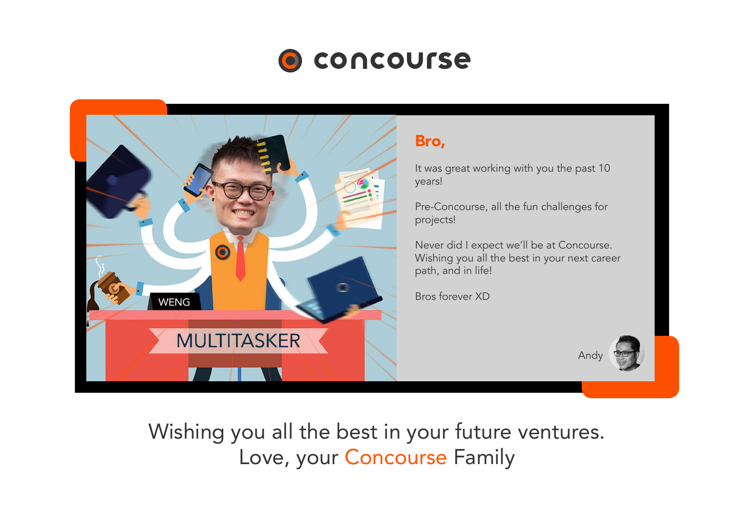concourse

WENG

MULTITASKER

**Bro,**

It was great working with you the past 10 years!

Pre-Concourse, all the fun challenges for projects!

Never did I expect we'll be at Concourse. Wishing you all the best in your next career path, and in life!

Bros forever XD

Andy

Wishing you all the best in your future ventures.
Love, your Concourse Family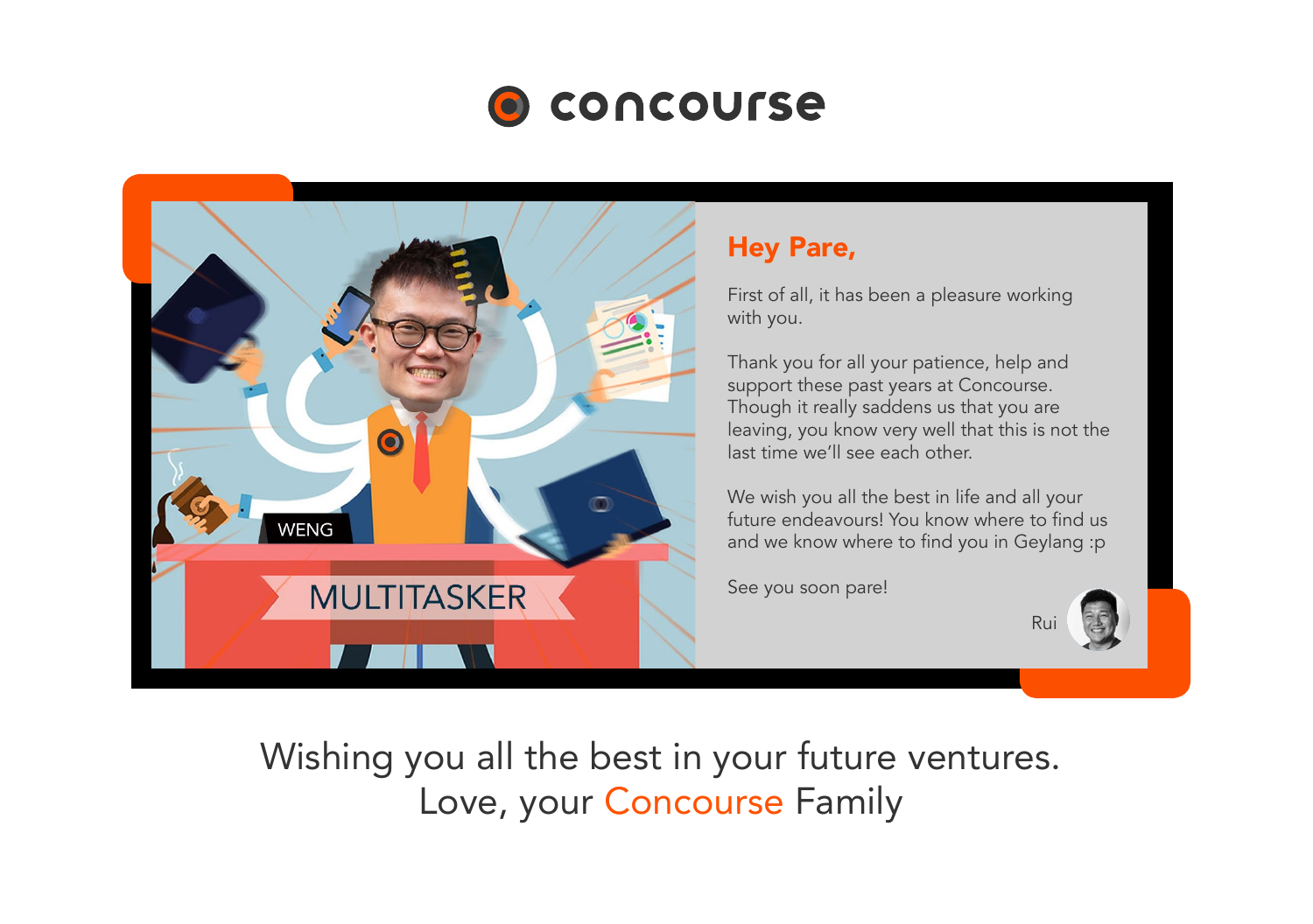concourse

WENG

MULTITASKER

## Hey Pare,

First of all, it has been a pleasure working with you.

Thank you for all your patience, help and support these past years at Concourse. Though it really saddens us that you are leaving, you know very well that this is not the last time we'll see each other.

We wish you all the best in life and all your future endeavours! You know where to find us and we know where to find you in Geylang :p

See you soon pare!

Rui

Wishing you all the best in your future ventures.
Love, your Concourse Family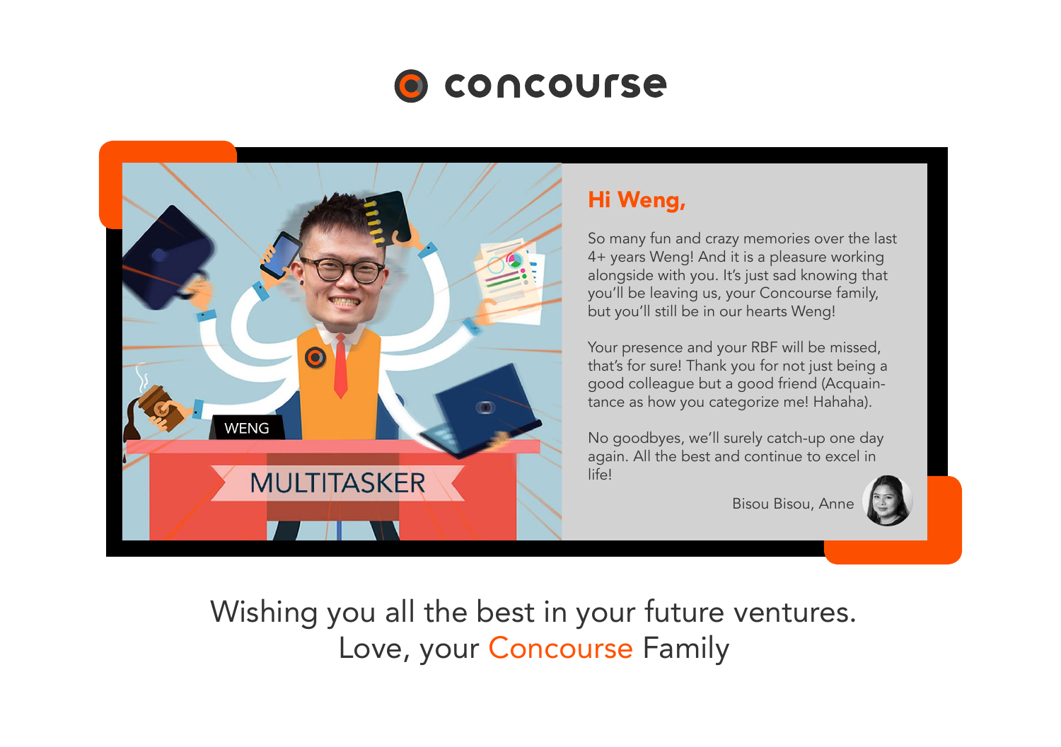# concourse

WENG

MULTITASKER

## Hi Weng,

So many fun and crazy memories over the last 4+ years Weng! And it is a pleasure working alongside with you. It's just sad knowing that you'll be leaving us, your Concourse family, but you'll still be in our hearts Weng!

Your presence and your RBF will be missed, that's for sure! Thank you for not just being a good colleague but a good friend (Acquaintance as how you categorize me! Hahaha).

No goodbyes, we'll surely catch-up one day again. All the best and continue to excel in life!

Bisou Bisou, Anne

Wishing you all the best in your future ventures.
Love, your Concourse Family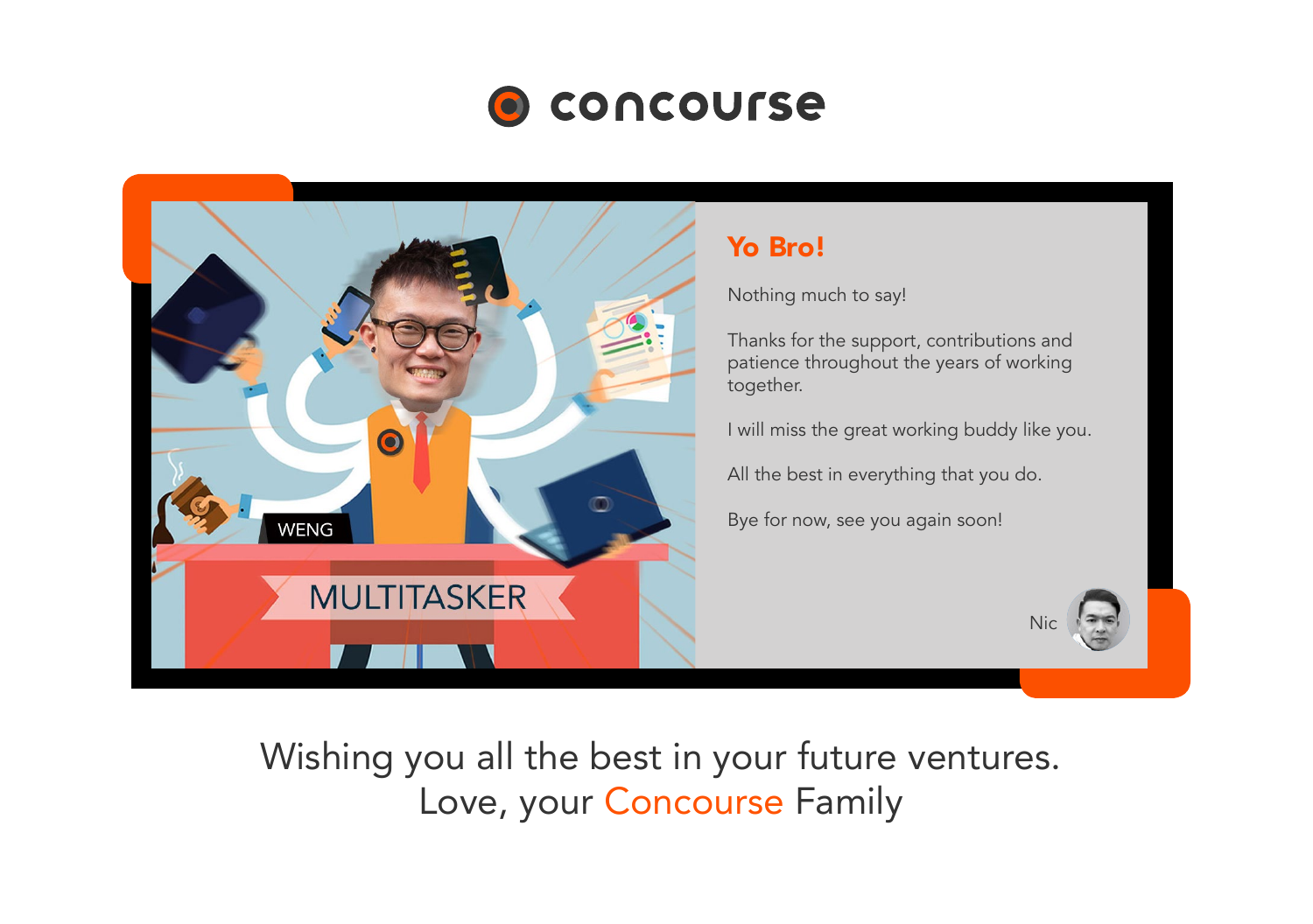concourse

WENG

MULTITASKER

**Yo Bro!**

Nothing much to say!

Thanks for the support, contributions and patience throughout the years of working together.

I will miss the great working buddy like you.

All the best in everything that you do.

Bye for now, see you again soon!

Nic

Wishing you all the best in your future ventures.
Love, your Concourse Family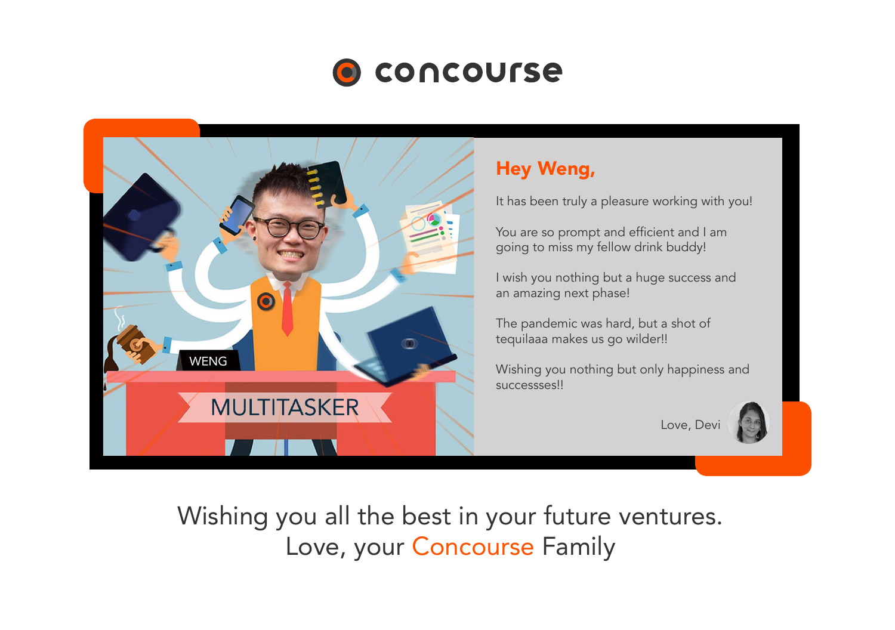# concourse

WENG

MULTITASKER

## Hey Weng,

It has been truly a pleasure working with you!

You are so prompt and efficient and I am going to miss my fellow drink buddy!

I wish you nothing but a huge success and an amazing next phase!

The pandemic was hard, but a shot of tequilaaa makes us go wilder!!

Wishing you nothing but only happiness and successses!!

Love, Devi

Wishing you all the best in your future ventures.
Love, your Concourse Family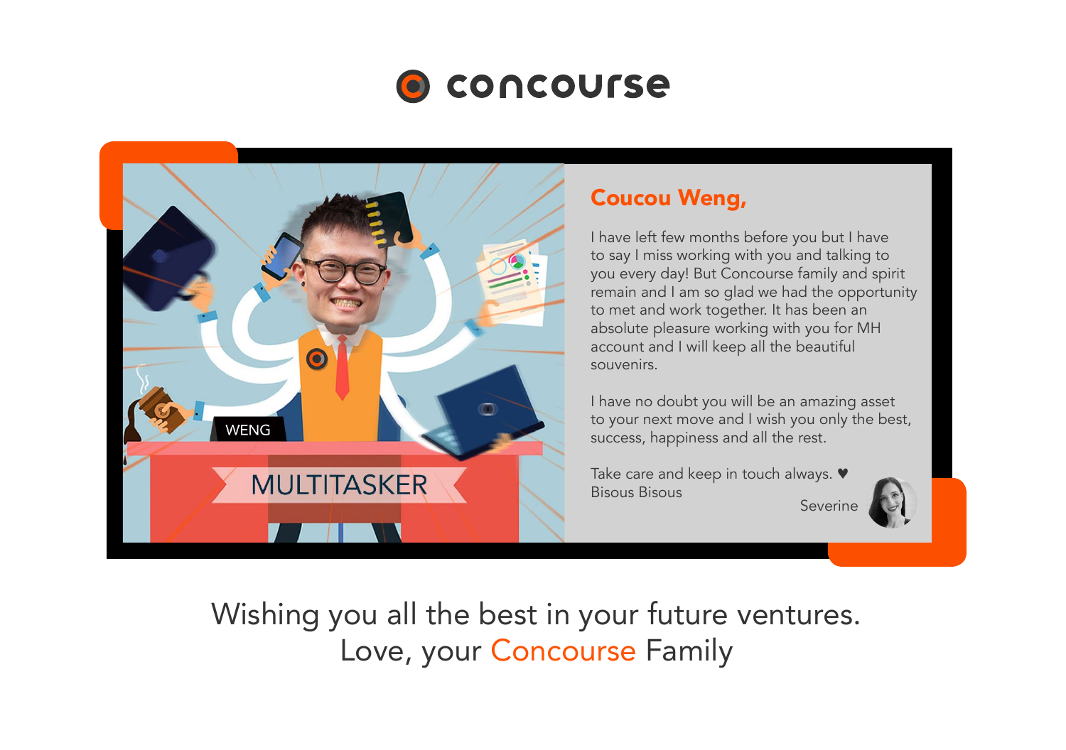concourse

## Coucou Weng,

I have left few months before you but I have to say I miss working with you and talking to you every day! But Concourse family and spirit remain and I am so glad we had the opportunity to met and work together. It has been an absolute pleasure working with you for MH account and I will keep all the beautiful souvenirs.

I have no doubt you will be an amazing asset to your next move and I wish you only the best, success, happiness and all the rest.

Take care and keep in touch always. ♥
Bisous Bisous

Severine

WENG

MULTITASKER

Wishing you all the best in your future ventures.
Love, your Concourse Family